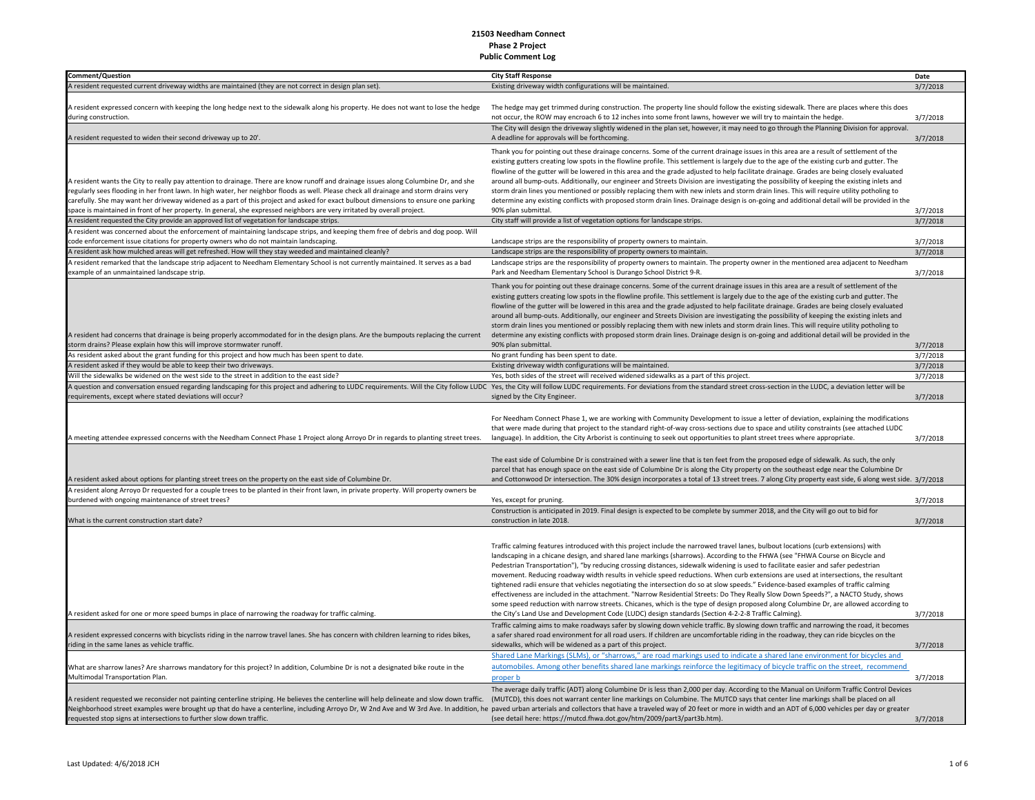# 21503 Needham Connect
## Phase 2 Project
## Public Comment Log

| Comment/Question | City Staff Response | Date |
|---|---|---|
| A resident requested current driveway widths are maintained (they are not correct in design plan set). | Existing driveway width configurations will be maintained. | 3/7/2018 |
| A resident expressed concern with keeping the long hedge next to the sidewalk along his property. He does not want to lose the hedge during construction. | The hedge may get trimmed during construction. The property line should follow the existing sidewalk. There are places where this does not occur, the ROW may encroach 6 to 12 inches into some front lawns, however we will try to maintain the hedge. | 3/7/2018 |
| A resident requested to widen their second driveway up to 20'. | The City will design the driveway slightly widened in the plan set, however, it may need to go through the Planning Division for approval. A deadline for approvals will be forthcoming. | 3/7/2018 |
| A resident wants the City to really pay attention to drainage. There are know runoff and drainage issues along Columbine Dr, and she regularly sees flooding in her front lawn. In high water, her neighbor floods as well. Please check all drainage and storm drains very carefully. She may want her driveway widened as a part of this project and asked for exact bulbout dimensions to ensure one parking space is maintained in front of her property. In general, she expressed neighbors are very irritated by overall project. | Thank you for pointing out these drainage concerns. Some of the current drainage issues in this area are a result of settlement of the existing gutters creating low spots in the flowline profile. This settlement is largely due to the age of the existing curb and gutter. The flowline of the gutter will be lowered in this area and the grade adjusted to help facilitate drainage. Grades are being closely evaluated around all bump-outs. Additionally, our engineer and Streets Division are investigating the possibility of keeping the existing inlets and storm drain lines you mentioned or possibly replacing them with new inlets and storm drain lines. This will require utility potholing to determine any existing conflicts with proposed storm drain lines. Drainage design is on-going and additional detail will be provided in the 90% plan submittal. | 3/7/2018 |
| A resident requested the City provide an approved list of vegetation for landscape strips. | City staff will provide a list of vegetation options for landscape strips. | 3/7/2018 |
| A resident was concerned about the enforcement of maintaining landscape strips, and keeping them free of debris and dog poop. Will code enforcement issue citations for property owners who do not maintain landscaping. | Landscape strips are the responsibility of property owners to maintain. | 3/7/2018 |
| A resident ask how mulched areas will get refreshed. How will they stay weeded and maintained cleanly? | Landscape strips are the responsibility of property owners to maintain. | 3/7/2018 |
| A resident remarked that the landscape strip adjacent to Needham Elementary School is not currently maintained. It serves as a bad example of an unmaintained landscape strip. | Landscape strips are the responsibility of property owners to maintain. The property owner in the mentioned area adjacent to Needham Park and Needham Elementary School is Durango School District 9-R. | 3/7/2018 |
| A resident had concerns that drainage is being properly accommodated for in the design plans. Are the bumpouts replacing the current storm drains? Please explain how this will improve stormwater runoff. | Thank you for pointing out these drainage concerns. Some of the current drainage issues in this area are a result of settlement of the existing gutters creating low spots in the flowline profile. This settlement is largely due to the age of the existing curb and gutter. The flowline of the gutter will be lowered in this area and the grade adjusted to help facilitate drainage. Grades are being closely evaluated around all bump-outs. Additionally, our engineer and Streets Division are investigating the possibility of keeping the existing inlets and storm drain lines you mentioned or possibly replacing them with new inlets and storm drain lines. This will require utility potholing to determine any existing conflicts with proposed storm drain lines. Drainage design is on-going and additional detail will be provided in the 90% plan submittal. | 3/7/2018 |
| As resident asked about the grant funding for this project and how much has been spent to date. | No grant funding has been spent to date. | 3/7/2018 |
| A resident asked if they would be able to keep their two driveways. | Existing driveway width configurations will be maintained. | 3/7/2018 |
| Will the sidewalks be widened on the west side to the street in addition to the east side? | Yes, both sides of the street will received widened sidewalks as a part of this project. | 3/7/2018 |
| A question and conversation ensued regarding landscaping for this project and adhering to LUDC requirements. Will the City follow LUDC requirements, except where stated deviations will occur? | Yes, the City will follow LUDC requirements. For deviations from the standard street cross-section in the LUDC, a deviation letter will be signed by the City Engineer. | 3/7/2018 |
| A meeting attendee expressed concerns with the Needham Connect Phase 1 Project along Arroyo Dr in regards to planting street trees. | For Needham Connect Phase 1, we are working with Community Development to issue a letter of deviation, explaining the modifications that were made during that project to the standard right-of-way cross-sections due to space and utility constraints (see attached LUDC language). In addition, the City Arborist is continuing to seek out opportunities to plant street trees where appropriate. | 3/7/2018 |
| A resident asked about options for planting street trees on the property on the east side of Columbine Dr. | The east side of Columbine Dr is constrained with a sewer line that is ten feet from the proposed edge of sidewalk. As such, the only parcel that has enough space on the east side of Columbine Dr is along the City property on the southeast edge near the Columbine Dr and Cottonwood Dr intersection. The 30% design incorporates a total of 13 street trees. 7 along City property east side, 6 along west side. | 3/7/2018 |
| A resident along Arroyo Dr requested for a couple trees to be planted in their front lawn, in private property. Will property owners be burdened with ongoing maintenance of street trees? | Yes, except for pruning. | 3/7/2018 |
| What is the current construction start date? | Construction is anticipated in 2019. Final design is expected to be complete by summer 2018, and the City will go out to bid for construction in late 2018. | 3/7/2018 |
| A resident asked for one or more speed bumps in place of narrowing the roadway for traffic calming. | Traffic calming features introduced with this project include the narrowed travel lanes, bulbout locations (curb extensions) with landscaping in a chicane design, and shared lane markings (sharrows). According to the FHWA (see "FHWA Course on Bicycle and Pedestrian Transportation"), "by reducing crossing distances, sidewalk widening is used to facilitate easier and safer pedestrian movement. Reducing roadway width results in vehicle speed reductions. When curb extensions are used at intersections, the resultant tightened radii ensure that vehicles negotiating the intersection do so at slow speeds." Evidence-based examples of traffic calming effectiveness are included in the attachment. "Narrow Residential Streets: Do They Really Slow Down Speeds?", a NACTO Study, shows some speed reduction with narrow streets. Chicanes, which is the type of design proposed along Columbine Dr, are allowed according to the City's Land Use and Development Code (LUDC) design standards (Section 4-2-2-8 Traffic Calming). | 3/7/2018 |
| A resident expressed concerns with bicyclists riding in the narrow travel lanes. She has concern with children learning to rides bikes, riding in the same lanes as vehicle traffic. | Traffic calming aims to make roadways safer by slowing down vehicle traffic. By slowing down traffic and narrowing the road, it becomes a safer shared road environment for all road users. If children are uncomfortable riding in the roadway, they can ride bicycles on the sidewalks, which will be widened as a part of this project. | 3/7/2018 |
| What are sharrow lanes? Are sharrows mandatory for this project? In addition, Columbine Dr is not a designated bike route in the Multimodal Transportation Plan. | Shared Lane Markings (SLMs), or "sharrows," are road markings used to indicate a shared lane environment for bicycles and automobiles. Among other benefits shared lane markings reinforce the legitimacy of bicycle traffic on the street, recommend proper b | 3/7/2018 |
| A resident requested we reconsider not painting centerline striping. He believes the centerline will help delineate and slow down traffic. Neighborhood street examples were brought up that do have a centerline, including Arroyo Dr, W 2nd Ave and W 3rd Ave. In addition, he requested stop signs at intersections to further slow down traffic. | The average daily traffic (ADT) along Columbine Dr is less than 2,000 per day. According to the Manual on Uniform Traffic Control Devices (MUTCD), this does not warrant center line markings on Columbine. The MUTCD says that center line markings shall be placed on all paved urban arterials and collectors that have a traveled way of 20 feet or more in width and an ADT of 6,000 vehicles per day or greater (see detail here: https://mutcd.fhwa.dot.gov/htm/2009/part3/part3b.htm). | 3/7/2018 |

Last Updated: 4/6/2018 JCH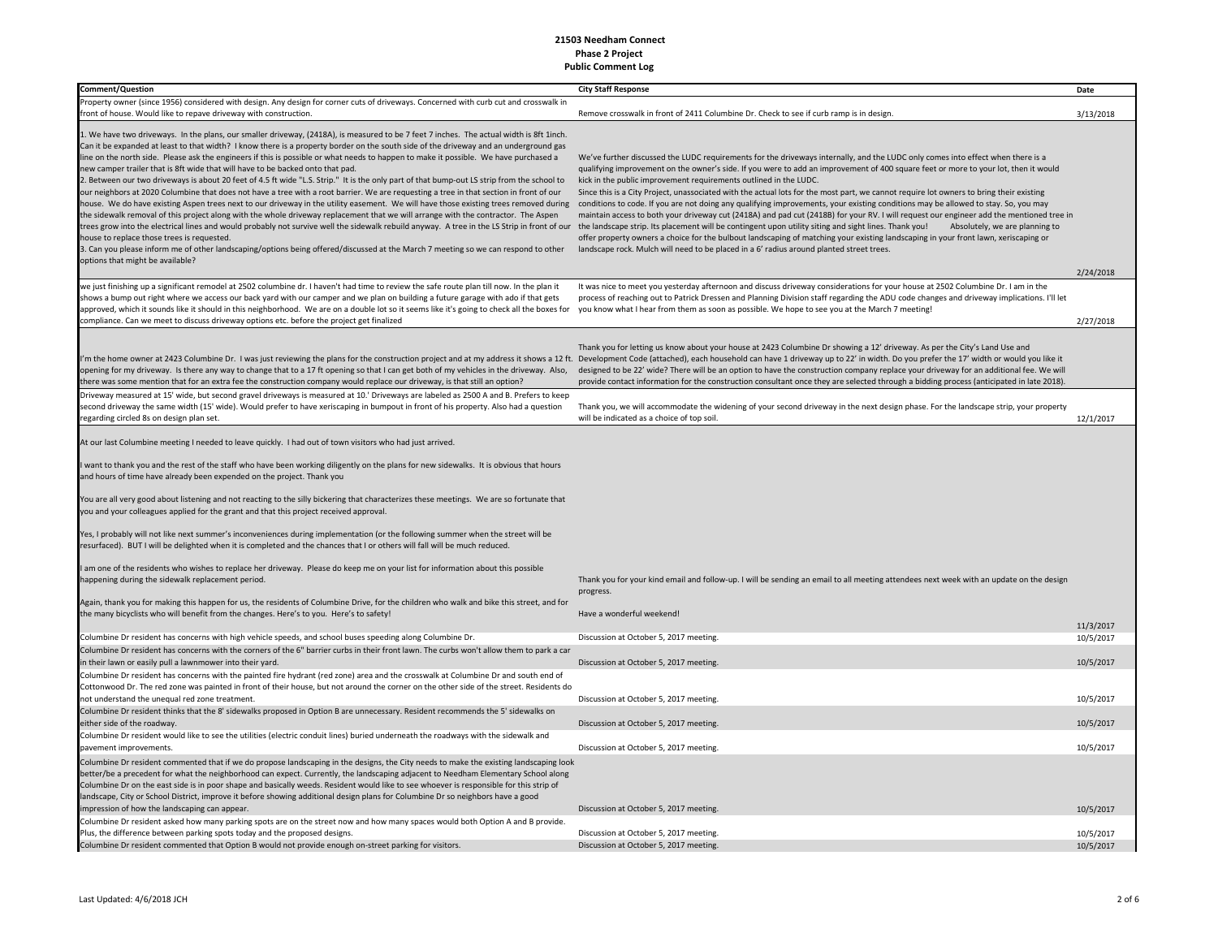**21503 Needham Connect**
**Phase 2 Project**
**Public Comment Log**

| Comment/Question | City Staff Response | Date |
|---|---|---|
| Property owner (since 1956) considered with design. Any design for corner cuts of driveways. Concerned with curb cut and crosswalk in front of house. Would like to repave driveway with construction. | Remove crosswalk in front of 2411 Columbine Dr. Check to see if curb ramp is in design. | 3/13/2018 |
| 1. We have two driveways. In the plans, our smaller driveway, (2418A), is measured to be 7 feet 7 inches. The actual width is 8ft 1inch. Can it be expanded at least to that width? I know there is a property border on the south side of the driveway and an underground gas line on the north side. Please ask the engineers if this is possible or what needs to happen to make it possible. We have purchased a new camper trailer that is 8ft wide that will have to be backed onto that pad.<br>2. Between our two driveways is about 20 feet of 4.5 ft wide "L.S. Strip." It is the only part of that bump-out LS strip from the school to our neighbors at 2020 Columbine that does not have a tree with a root barrier. We are requesting a tree in that section in front of our house. We do have existing Aspen trees next to our driveway in the utility easement. We will have those existing trees removed during the sidewalk removal of this project along with the whole driveway replacement that we will arrange with the contractor. The Aspen trees grow into the electrical lines and would probably not survive well the sidewalk rebuild anyway. A tree in the LS Strip in front of our house to replace those trees is requested.<br>3. Can you please inform me of other landscaping/options being offered/discussed at the March 7 meeting so we can respond to other options that might be available? | We've further discussed the LUDC requirements for the driveways internally, and the LUDC only comes into effect when there is a qualifying improvement on the owner's side. If you were to add an improvement of 400 square feet or more to your lot, then it would kick in the public improvement requirements outlined in the LUDC.<br>Since this is a City Project, unassociated with the actual lots for the most part, we cannot require lot owners to bring their existing conditions to code. If you are not doing any qualifying improvements, your existing conditions may be allowed to stay. So, you may maintain access to both your driveway cut (2418A) and pad cut (2418B) for your RV. I will request our engineer add the mentioned tree in the landscape strip. Its placement will be contingent upon utility siting and sight lines. Thank you! Absolutely, we are planning to offer property owners a choice for the bulbout landscaping of matching your existing landscaping in your front lawn, xeriscaping or landscape rock. Mulch will need to be placed in a 6' radius around planted street trees. | 2/24/2018 |
| we just finishing up a significant remodel at 2502 columbine dr. I haven't had time to review the safe route plan till now. In the plan it shows a bump out right where we access our back yard with our camper and we plan on building a future garage with ado if that gets approved, which it sounds like it should in this neighborhood. We are on a double lot so it seems like it's going to check all the boxes for compliance. Can we meet to discuss driveway options etc. before the project get finalized | It was nice to meet you yesterday afternoon and discuss driveway considerations for your house at 2502 Columbine Dr. I am in the process of reaching out to Patrick Dressen and Planning Division staff regarding the ADU code changes and driveway implications. I'll let you know what I hear from them as soon as possible. We hope to see you at the March 7 meeting! | 2/27/2018 |
| I'm the home owner at 2423 Columbine Dr. I was just reviewing the plans for the construction project and at my address it shows a 12 ft. opening for my driveway. Is there any way to change that to a 17 ft opening so that I can get both of my vehicles in the driveway. Also, there was some mention that for an extra fee the construction company would replace our driveway, is that still an option? | Thank you for letting us know about your house at 2423 Columbine Dr showing a 12' driveway. As per the City's Land Use and Development Code (attached), each household can have 1 driveway up to 22' in width. Do you prefer the 17' width or would you like it designed to be 22' wide? There will be an option to have the construction company replace your driveway for an additional fee. We will provide contact information for the construction consultant once they are selected through a bidding process (anticipated in late 2018). | |
| Driveway measured at 15' wide, but second gravel driveways is measured at 10.' Driveways are labeled as 2500 A and B. Prefers to keep second driveway the same width (15' wide). Would prefer to have xeriscaping in bumpout in front of his property. Also had a question regarding circled 8s on design plan set. | Thank you, we will accommodate the widening of your second driveway in the next design phase. For the landscape strip, your property will be indicated as a choice of top soil. | 12/1/2017 |
| At our last Columbine meeting I needed to leave quickly. I had out of town visitors who had just arrived.<br><br>I want to thank you and the rest of the staff who have been working diligently on the plans for new sidewalks. It is obvious that hours and hours of time have already been expended on the project. Thank you<br><br>You are all very good about listening and not reacting to the silly bickering that characterizes these meetings. We are so fortunate that you and your colleagues applied for the grant and that this project received approval.<br><br>Yes, I probably will not like next summer's inconveniences during implementation (or the following summer when the street will be resurfaced). BUT I will be delighted when it is completed and the chances that I or others will fall will be much reduced.<br><br>I am one of the residents who wishes to replace her driveway. Please do keep me on your list for information about this possible happening during the sidewalk replacement period.<br><br>Again, thank you for making this happen for us, the residents of Columbine Drive, for the children who walk and bike this street, and for the many bicyclists who will benefit from the changes. Here's to you. Here's to safety! | Thank you for your kind email and follow-up. I will be sending an email to all meeting attendees next week with an update on the design progress.<br><br>Have a wonderful weekend! | 11/3/2017 |
| Columbine Dr resident has concerns with high vehicle speeds, and school buses speeding along Columbine Dr. | Discussion at October 5, 2017 meeting. | 10/5/2017 |
| Columbine Dr resident has concerns with the corners of the 6" barrier curbs in their front lawn. The curbs won't allow them to park a car in their lawn or easily pull a lawnmower into their yard. | Discussion at October 5, 2017 meeting. | 10/5/2017 |
| Columbine Dr resident has concerns with the painted fire hydrant (red zone) area and the crosswalk at Columbine Dr and south end of Cottonwood Dr. The red zone was painted in front of their house, but not around the corner on the other side of the street. Residents do not understand the unequal red zone treatment. | Discussion at October 5, 2017 meeting. | 10/5/2017 |
| Columbine Dr resident thinks that the 8' sidewalks proposed in Option B are unnecessary. Resident recommends the 5' sidewalks on either side of the roadway. | Discussion at October 5, 2017 meeting. | 10/5/2017 |
| Columbine Dr resident would like to see the utilities (electric conduit lines) buried underneath the roadways with the sidewalk and pavement improvements. | Discussion at October 5, 2017 meeting. | 10/5/2017 |
| Columbine Dr resident commented that if we do propose landscaping in the designs, the City needs to make the existing landscaping look better/be a precedent for what the neighborhood can expect. Currently, the landscaping adjacent to Needham Elementary School along Columbine Dr on the east side is in poor shape and basically weeds. Resident would like to see whoever is responsible for this strip of landscape, City or School District, improve it before showing additional design plans for Columbine Dr so neighbors have a good impression of how the landscaping can appear. | Discussion at October 5, 2017 meeting. | 10/5/2017 |
| Columbine Dr resident asked how many parking spots are on the street now and how many spaces would both Option A and B provide. Plus, the difference between parking spots today and the proposed designs. | Discussion at October 5, 2017 meeting. | 10/5/2017 |
| Columbine Dr resident commented that Option B would not provide enough on-street parking for visitors. | Discussion at October 5, 2017 meeting. | 10/5/2017 |

Last Updated: 4/6/2018 JCH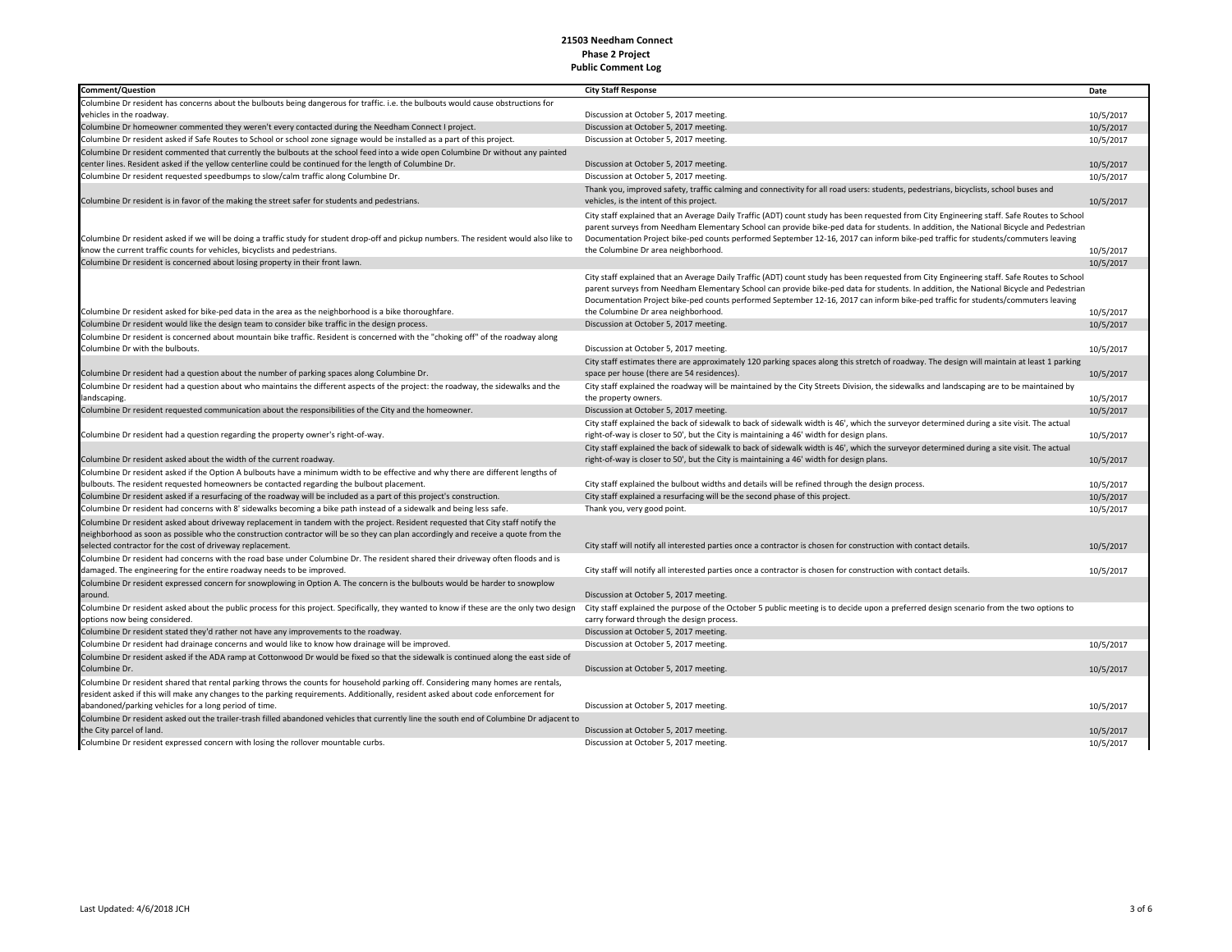# 21503 Needham Connect
## Phase 2 Project
## Public Comment Log

| Comment/Question | City Staff Response | Date |
|---|---|---|
| Columbine Dr resident has concerns about the bulbouts being dangerous for traffic. i.e. the bulbouts would cause obstructions for vehicles in the roadway. | Discussion at October 5, 2017 meeting. | 10/5/2017 |
| Columbine Dr homeowner commented they weren't every contacted during the Needham Connect I project. | Discussion at October 5, 2017 meeting. | 10/5/2017 |
| Columbine Dr resident asked if Safe Routes to School or school zone signage would be installed as a part of this project. | Discussion at October 5, 2017 meeting. | 10/5/2017 |
| Columbine Dr resident commented that currently the bulbouts at the school feed into a wide open Columbine Dr without any painted center lines. Resident asked if the yellow centerline could be continued for the length of Columbine Dr. | Discussion at October 5, 2017 meeting. | 10/5/2017 |
| Columbine Dr resident requested speedbumps to slow/calm traffic along Columbine Dr. | Discussion at October 5, 2017 meeting. | 10/5/2017 |
| Columbine Dr resident is in favor of the making the street safer for students and pedestrians. | Thank you, improved safety, traffic calming and connectivity for all road users: students, pedestrians, bicyclists, school buses and vehicles, is the intent of this project. | 10/5/2017 |
| Columbine Dr resident asked if we will be doing a traffic study for student drop-off and pickup numbers. The resident would also like to know the current traffic counts for vehicles, bicyclists and pedestrians. | City staff explained that an Average Daily Traffic (ADT) count study has been requested from City Engineering staff. Safe Routes to School parent surveys from Needham Elementary School can provide bike-ped data for students. In addition, the National Bicycle and Pedestrian Documentation Project bike-ped counts performed September 12-16, 2017 can inform bike-ped traffic for students/commuters leaving the Columbine Dr area neighborhood. | 10/5/2017 |
| Columbine Dr resident is concerned about losing property in their front lawn. | | 10/5/2017 |
| Columbine Dr resident asked for bike-ped data in the area as the neighborhood is a bike thoroughfare. | City staff explained that an Average Daily Traffic (ADT) count study has been requested from City Engineering staff. Safe Routes to School parent surveys from Needham Elementary School can provide bike-ped data for students. In addition, the National Bicycle and Pedestrian Documentation Project bike-ped counts performed September 12-16, 2017 can inform bike-ped traffic for students/commuters leaving the Columbine Dr area neighborhood. | 10/5/2017 |
| Columbine Dr resident would like the design team to consider bike traffic in the design process. | Discussion at October 5, 2017 meeting. | 10/5/2017 |
| Columbine Dr resident is concerned about mountain bike traffic. Resident is concerned with the "choking off" of the roadway along Columbine Dr with the bulbouts. | Discussion at October 5, 2017 meeting. | 10/5/2017 |
| Columbine Dr resident had a question about the number of parking spaces along Columbine Dr. | City staff estimates there are approximately 120 parking spaces along this stretch of roadway. The design will maintain at least 1 parking space per house (there are 54 residences). | 10/5/2017 |
| Columbine Dr resident had a question about who maintains the different aspects of the project: the roadway, the sidewalks and the landscaping. | City staff explained the roadway will be maintained by the City Streets Division, the sidewalks and landscaping are to be maintained by the property owners. | 10/5/2017 |
| Columbine Dr resident requested communication about the responsibilities of the City and the homeowner. | Discussion at October 5, 2017 meeting. | 10/5/2017 |
| Columbine Dr resident had a question regarding the property owner's right-of-way. | City staff explained the back of sidewalk to back of sidewalk width is 46', which the surveyor determined during a site visit. The actual right-of-way is closer to 50', but the City is maintaining a 46' width for design plans. | 10/5/2017 |
| Columbine Dr resident asked about the width of the current roadway. | City staff explained the back of sidewalk to back of sidewalk width is 46', which the surveyor determined during a site visit. The actual right-of-way is closer to 50', but the City is maintaining a 46' width for design plans. | 10/5/2017 |
| Columbine Dr resident asked if the Option A bulbouts have a minimum width to be effective and why there are different lengths of bulbouts. The resident requested homeowners be contacted regarding the bulbout placement. | City staff explained the bulbout widths and details will be refined through the design process. | 10/5/2017 |
| Columbine Dr resident asked if a resurfacing of the roadway will be included as a part of this project's construction. | City staff explained a resurfacing will be the second phase of this project. | 10/5/2017 |
| Columbine Dr resident had concerns with 8' sidewalks becoming a bike path instead of a sidewalk and being less safe. | Thank you, very good point. | 10/5/2017 |
| Columbine Dr resident asked about driveway replacement in tandem with the project. Resident requested that City staff notify the neighborhood as soon as possible who the construction contractor will be so they can plan accordingly and receive a quote from the selected contractor for the cost of driveway replacement. | City staff will notify all interested parties once a contractor is chosen for construction with contact details. | 10/5/2017 |
| Columbine Dr resident had concerns with the road base under Columbine Dr. The resident shared their driveway often floods and is damaged. The engineering for the entire roadway needs to be improved. | City staff will notify all interested parties once a contractor is chosen for construction with contact details. | 10/5/2017 |
| Columbine Dr resident expressed concern for snowplowing in Option A. The concern is the bulbouts would be harder to snowplow around. | Discussion at October 5, 2017 meeting. | |
| Columbine Dr resident asked about the public process for this project. Specifically, they wanted to know if these are the only two design options now being considered. | City staff explained the purpose of the October 5 public meeting is to decide upon a preferred design scenario from the two options to carry forward through the design process. | |
| Columbine Dr resident stated they'd rather not have any improvements to the roadway. | Discussion at October 5, 2017 meeting. | |
| Columbine Dr resident had drainage concerns and would like to know how drainage will be improved. | Discussion at October 5, 2017 meeting. | 10/5/2017 |
| Columbine Dr resident asked if the ADA ramp at Cottonwood Dr would be fixed so that the sidewalk is continued along the east side of Columbine Dr. | Discussion at October 5, 2017 meeting. | 10/5/2017 |
| Columbine Dr resident shared that rental parking throws the counts for household parking off. Considering many homes are rentals, resident asked if this will make any changes to the parking requirements. Additionally, resident asked about code enforcement for abandoned/parking vehicles for a long period of time. | Discussion at October 5, 2017 meeting. | 10/5/2017 |
| Columbine Dr resident asked out the trailer-trash filled abandoned vehicles that currently line the south end of Columbine Dr adjacent to the City parcel of land. | Discussion at October 5, 2017 meeting. | 10/5/2017 |
| Columbine Dr resident expressed concern with losing the rollover mountable curbs. | Discussion at October 5, 2017 meeting. | 10/5/2017 |

Last Updated: 4/6/2018 JCH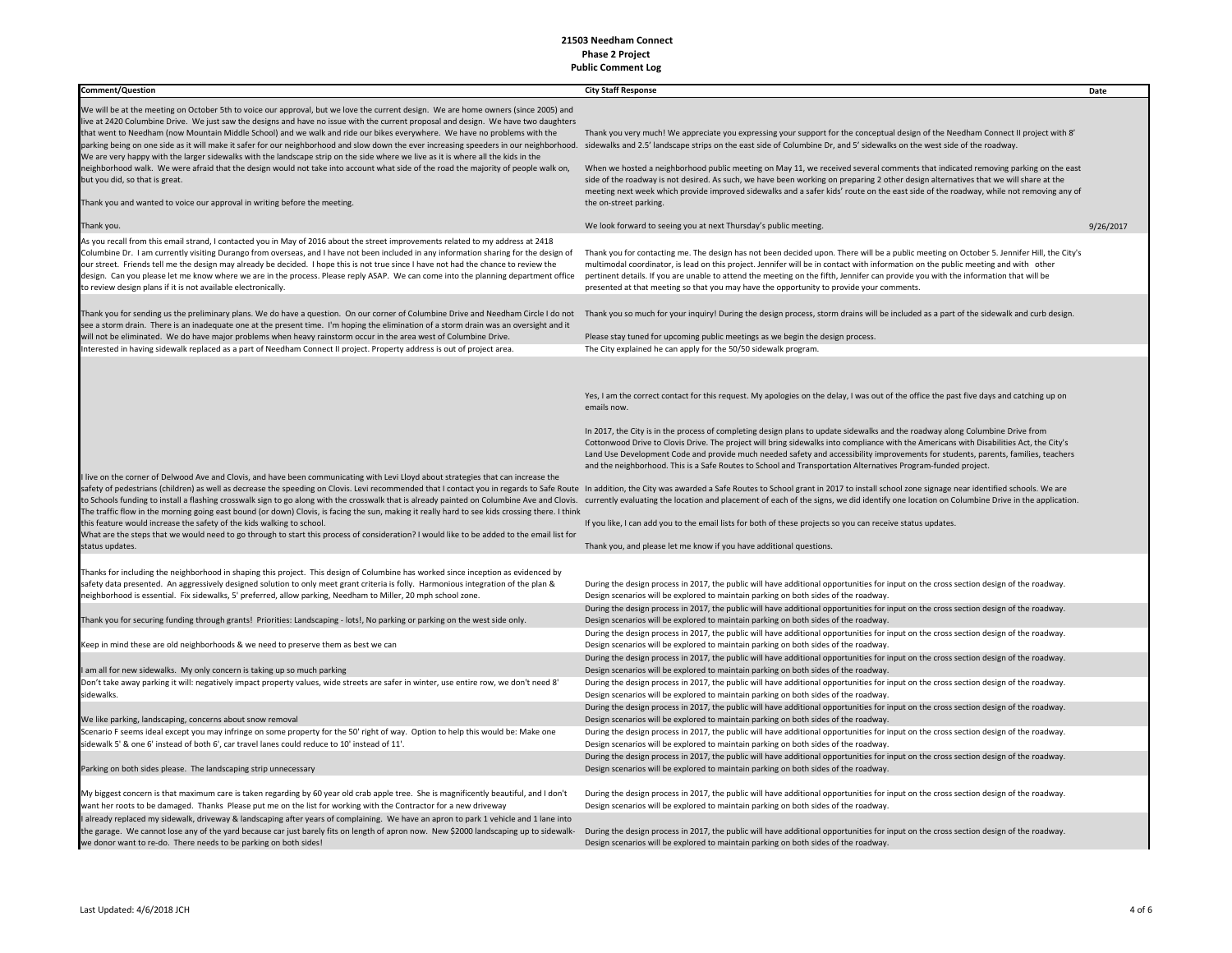# 21503 Needham Connect
## Phase 2 Project
## Public Comment Log

| Comment/Question | City Staff Response | Date |
|---|---|---|
| We will be at the meeting on October 5th to voice our approval, but we love the current design. We are home owners (since 2005) and live at 2420 Columbine Drive. We just saw the designs and have no issue with the current proposal and design. We have two daughters that went to Needham (now Mountain Middle School) and we walk and ride our bikes everywhere. We have no problems with the parking being on one side as it will make it safer for our neighborhood and slow down the ever increasing speeders in our neighborhood. We are very happy with the larger sidewalks with the landscape strip on the side where we live as it is where all the kids in the neighborhood walk. We were afraid that the design would not take into account what side of the road the majority of people walk on, but you did, so that is great.<br><br>Thank you and wanted to voice our approval in writing before the meeting.<br><br>Thank you. | Thank you very much! We appreciate you expressing your support for the conceptual design of the Needham Connect II project with 8' sidewalks and 2.5' landscape strips on the east side of Columbine Dr, and 5' sidewalks on the west side of the roadway.<br><br>When we hosted a neighborhood public meeting on May 11, we received several comments that indicated removing parking on the east side of the roadway is not desired. As such, we have been working on preparing 2 other design alternatives that we will share at the meeting next week which provide improved sidewalks and a safer kids' route on the east side of the roadway, while not removing any of the on-street parking.<br><br>We look forward to seeing you at next Thursday's public meeting. | 9/26/2017 |
| As you recall from this email strand, I contacted you in May of 2016 about the street improvements related to my address at 2418 Columbine Dr. I am currently visiting Durango from overseas, and I have not been included in any information sharing for the design of our street. Friends tell me the design may already be decided. I hope this is not true since I have not had the chance to review the design. Can you please let me know where we are in the process. Please reply ASAP. We can come into the planning department office to review design plans if it is not available electronically. | Thank you for contacting me. The design has not been decided upon. There will be a public meeting on October 5. Jennifer Hill, the City's multimodal coordinator, is lead on this project. Jennifer will be in contact with information on the public meeting and with other pertinent details. If you are unable to attend the meeting on the fifth, Jennifer can provide you with the information that will be presented at that meeting so that you may have the opportunity to provide your comments. | |
| Thank you for sending us the preliminary plans. We do have a question. On our corner of Columbine Drive and Needham Circle I do not see a storm drain. There is an inadequate one at the present time. I'm hoping the elimination of a storm drain was an oversight and it will not be eliminated. We do have major problems when heavy rainstorm occur in the area west of Columbine Drive. | Thank you so much for your inquiry! During the design process, storm drains will be included as a part of the sidewalk and curb design.<br><br>Please stay tuned for upcoming public meetings as we begin the design process. | |
| Interested in having sidewalk replaced as a part of Needham Connect II project. Property address is out of project area. | The City explained he can apply for the 50/50 sidewalk program. | |
| I live on the corner of Delwood Ave and Clovis, and have been communicating with Levi Lloyd about strategies that can increase the safety of pedestrians (children) as well as decrease the speeding on Clovis. Levi recommended that I contact you in regards to Safe Route to Schools funding to install a flashing crosswalk sign to go along with the crosswalk that is already painted on Columbine Ave and Clovis. The traffic flow in the morning going east bound (or down) Clovis, is facing the sun, making it really hard to see kids crossing there. I think this feature would increase the safety of the kids walking to school.<br>What are the steps that we would need to go through to start this process of consideration? I would like to be added to the email list for status updates. | Yes, I am the correct contact for this request. My apologies on the delay, I was out of the office the past five days and catching up on emails now.<br><br>In 2017, the City is in the process of completing design plans to update sidewalks and the roadway along Columbine Drive from Cottonwood Drive to Clovis Drive. The project will bring sidewalks into compliance with the Americans with Disabilities Act, the City's Land Use Development Code and provide much needed safety and accessibility improvements for students, parents, families, teachers and the neighborhood. This is a Safe Routes to School and Transportation Alternatives Program-funded project.<br><br>In addition, the City was awarded a Safe Routes to School grant in 2017 to install school zone signage near identified schools. We are currently evaluating the location and placement of each of the signs, we did identify one location on Columbine Drive in the application.<br><br>If you like, I can add you to the email lists for both of these projects so you can receive status updates.<br><br>Thank you, and please let me know if you have additional questions. | |
| Thanks for including the neighborhood in shaping this project. This design of Columbine has worked since inception as evidenced by safety data presented. An aggressively designed solution to only meet grant criteria is folly. Harmonious integration of the plan & neighborhood is essential. Fix sidewalks, 5' preferred, allow parking, Needham to Miller, 20 mph school zone. | During the design process in 2017, the public will have additional opportunities for input on the cross section design of the roadway. Design scenarios will be explored to maintain parking on both sides of the roadway. | |
| Thank you for securing funding through grants! Priorities: Landscaping - lots!, No parking or parking on the west side only. | During the design process in 2017, the public will have additional opportunities for input on the cross section design of the roadway. Design scenarios will be explored to maintain parking on both sides of the roadway. | |
| Keep in mind these are old neighborhoods & we need to preserve them as best we can | During the design process in 2017, the public will have additional opportunities for input on the cross section design of the roadway. Design scenarios will be explored to maintain parking on both sides of the roadway. | |
| I am all for new sidewalks. My only concern is taking up so much parking | During the design process in 2017, the public will have additional opportunities for input on the cross section design of the roadway. Design scenarios will be explored to maintain parking on both sides of the roadway. | |
| Don't take away parking it will: negatively impact property values, wide streets are safer in winter, use entire row, we don't need 8' sidewalks. | During the design process in 2017, the public will have additional opportunities for input on the cross section design of the roadway. Design scenarios will be explored to maintain parking on both sides of the roadway. | |
| We like parking, landscaping, concerns about snow removal | During the design process in 2017, the public will have additional opportunities for input on the cross section design of the roadway. Design scenarios will be explored to maintain parking on both sides of the roadway. | |
| Scenario F seems ideal except you may infringe on some property for the 50' right of way. Option to help this would be: Make one sidewalk 5' & one 6' instead of both 6', car travel lanes could reduce to 10' instead of 11'. | During the design process in 2017, the public will have additional opportunities for input on the cross section design of the roadway. Design scenarios will be explored to maintain parking on both sides of the roadway. | |
| Parking on both sides please. The landscaping strip unnecessary | During the design process in 2017, the public will have additional opportunities for input on the cross section design of the roadway. Design scenarios will be explored to maintain parking on both sides of the roadway. | |
| My biggest concern is that maximum care is taken regarding by 60 year old crab apple tree. She is magnificently beautiful, and I don't want her roots to be damaged. Thanks Please put me on the list for working with the Contractor for a new driveway | During the design process in 2017, the public will have additional opportunities for input on the cross section design of the roadway. Design scenarios will be explored to maintain parking on both sides of the roadway. | |
| I already replaced my sidewalk, driveway & landscaping after years of complaining. We have an apron to park 1 vehicle and 1 lane into the garage. We cannot lose any of the yard because car just barely fits on length of apron now. New $2000 landscaping up to sidewalk- we donor want to re-do. There needs to be parking on both sides! | During the design process in 2017, the public will have additional opportunities for input on the cross section design of the roadway. Design scenarios will be explored to maintain parking on both sides of the roadway. | |

Last Updated: 4/6/2018 JCH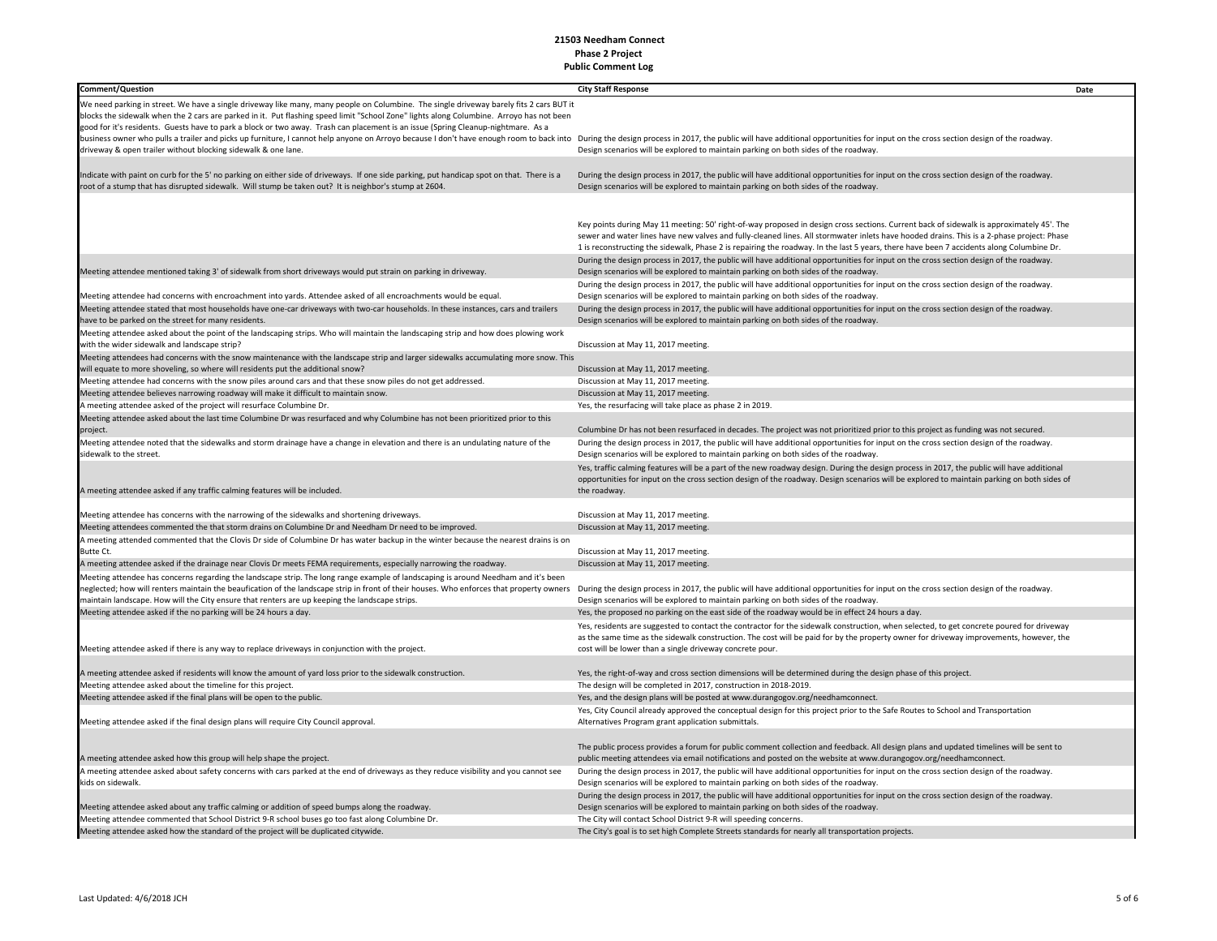# 21503 Needham Connect
## Phase 2 Project
## Public Comment Log

| Comment/Question | City Staff Response | Date |
|---|---|---|
| We need parking in street. We have a single driveway like many, many people on Columbine. The single driveway barely fits 2 cars BUT it blocks the sidewalk when the 2 cars are parked in it. Put flashing speed limit "School Zone" lights along Columbine. Arroyo has not been good for it's residents. Guests have to park a block or two away. Trash can placement is an issue (Spring Cleanup-nightmare. As a business owner who pulls a trailer and picks up furniture, I cannot help anyone on Arroyo because I don't have enough room to back into driveway & open trailer without blocking sidewalk & one lane. | During the design process in 2017, the public will have additional opportunities for input on the cross section design of the roadway. Design scenarios will be explored to maintain parking on both sides of the roadway. | |
| Indicate with paint on curb for the 5' no parking on either side of driveways. If one side parking, put handicap spot on that. There is a root of a stump that has disrupted sidewalk. Will stump be taken out? It is neighbor's stump at 2604. | During the design process in 2017, the public will have additional opportunities for input on the cross section design of the roadway. Design scenarios will be explored to maintain parking on both sides of the roadway. | |
| | Key points during May 11 meeting: 50' right-of-way proposed in design cross sections. Current back of sidewalk is approximately 45'. The sewer and water lines have new valves and fully-cleaned lines. All stormwater inlets have hooded drains. This is a 2-phase project: Phase 1 is reconstructing the sidewalk, Phase 2 is repairing the roadway. In the last 5 years, there have been 7 accidents along Columbine Dr. | |
| Meeting attendee mentioned taking 3' of sidewalk from short driveways would put strain on parking in driveway. | During the design process in 2017, the public will have additional opportunities for input on the cross section design of the roadway. Design scenarios will be explored to maintain parking on both sides of the roadway. | |
| Meeting attendee had concerns with encroachment into yards. Attendee asked of all encroachments would be equal. | During the design process in 2017, the public will have additional opportunities for input on the cross section design of the roadway. Design scenarios will be explored to maintain parking on both sides of the roadway. | |
| Meeting attendee stated that most households have one-car driveways with two-car households. In these instances, cars and trailers have to be parked on the street for many residents. | During the design process in 2017, the public will have additional opportunities for input on the cross section design of the roadway. Design scenarios will be explored to maintain parking on both sides of the roadway. | |
| Meeting attendee asked about the point of the landscaping strips. Who will maintain the landscaping strip and how does plowing work with the wider sidewalk and landscape strip? | Discussion at May 11, 2017 meeting. | |
| Meeting attendees had concerns with the snow maintenance with the landscape strip and larger sidewalks accumulating more snow. This will equate to more shoveling, so where will residents put the additional snow? | Discussion at May 11, 2017 meeting. | |
| Meeting attendee had concerns with the snow piles around cars and that these snow piles do not get addressed. | Discussion at May 11, 2017 meeting. | |
| Meeting attendee believes narrowing roadway will make it difficult to maintain snow. | Discussion at May 11, 2017 meeting. | |
| A meeting attendee asked of the project will resurface Columbine Dr. | Yes, the resurfacing will take place as phase 2 in 2019. | |
| Meeting attendee asked about the last time Columbine Dr was resurfaced and why Columbine has not been prioritized prior to this project. | Columbine Dr has not been resurfaced in decades. The project was not prioritized prior to this project as funding was not secured. | |
| Meeting attendee noted that the sidewalks and storm drainage have a change in elevation and there is an undulating nature of the sidewalk to the street. | During the design process in 2017, the public will have additional opportunities for input on the cross section design of the roadway. Design scenarios will be explored to maintain parking on both sides of the roadway. | |
| A meeting attendee asked if any traffic calming features will be included. | Yes, traffic calming features will be a part of the new roadway design. During the design process in 2017, the public will have additional opportunities for input on the cross section design of the roadway. Design scenarios will be explored to maintain parking on both sides of the roadway. | |
| Meeting attendee has concerns with the narrowing of the sidewalks and shortening driveways. | Discussion at May 11, 2017 meeting. | |
| Meeting attendees commented the that storm drains on Columbine Dr and Needham Dr need to be improved. | Discussion at May 11, 2017 meeting. | |
| A meeting attended commented that the Clovis Dr side of Columbine Dr has water backup in the winter because the nearest drains is on Butte Ct. | Discussion at May 11, 2017 meeting. | |
| A meeting attendee asked if the drainage near Clovis Dr meets FEMA requirements, especially narrowing the roadway. | Discussion at May 11, 2017 meeting. | |
| Meeting attendee has concerns regarding the landscape strip. The long range example of landscaping is around Needham and it's been neglected; how will renters maintain the beaufication of the landscape strip in front of their houses. Who enforces that property owners maintain landscape. How will the City ensure that renters are up keeping the landscape strips. | During the design process in 2017, the public will have additional opportunities for input on the cross section design of the roadway. Design scenarios will be explored to maintain parking on both sides of the roadway. | |
| Meeting attendee asked if the no parking will be 24 hours a day. | Yes, the proposed no parking on the east side of the roadway would be in effect 24 hours a day. | |
| Meeting attendee asked if there is any way to replace driveways in conjunction with the project. | Yes, residents are suggested to contact the contractor for the sidewalk construction, when selected, to get concrete poured for driveway as the same time as the sidewalk construction. The cost will be paid for by the property owner for driveway improvements, however, the cost will be lower than a single driveway concrete pour. | |
| A meeting attendee asked if residents will know the amount of yard loss prior to the sidewalk construction. | Yes, the right-of-way and cross section dimensions will be determined during the design phase of this project. | |
| Meeting attendee asked about the timeline for this project. | The design will be completed in 2017, construction in 2018-2019. | |
| Meeting attendee asked if the final plans will be open to the public. | Yes, and the design plans will be posted at www.durangogov.org/needhamconnect. | |
| Meeting attendee asked if the final design plans will require City Council approval. | Yes, City Council already approved the conceptual design for this project prior to the Safe Routes to School and Transportation Alternatives Program grant application submittals. | |
| A meeting attendee asked how this group will help shape the project. | The public process provides a forum for public comment collection and feedback. All design plans and updated timelines will be sent to public meeting attendees via email notifications and posted on the website at www.durangogov.org/needhamconnect. | |
| A meeting attendee asked about safety concerns with cars parked at the end of driveways as they reduce visibility and you cannot see kids on sidewalk. | During the design process in 2017, the public will have additional opportunities for input on the cross section design of the roadway. Design scenarios will be explored to maintain parking on both sides of the roadway. | |
| Meeting attendee asked about any traffic calming or addition of speed bumps along the roadway. | During the design process in 2017, the public will have additional opportunities for input on the cross section design of the roadway. Design scenarios will be explored to maintain parking on both sides of the roadway. | |
| Meeting attendee commented that School District 9-R school buses go too fast along Columbine Dr. | The City will contact School District 9-R with speeding concerns. | |
| Meeting attendee asked how the standard of the project will be duplicated citywide. | The City's goal is to set high Complete Streets standards for nearly all transportation projects. | |

Last Updated: 4/6/2018 JCH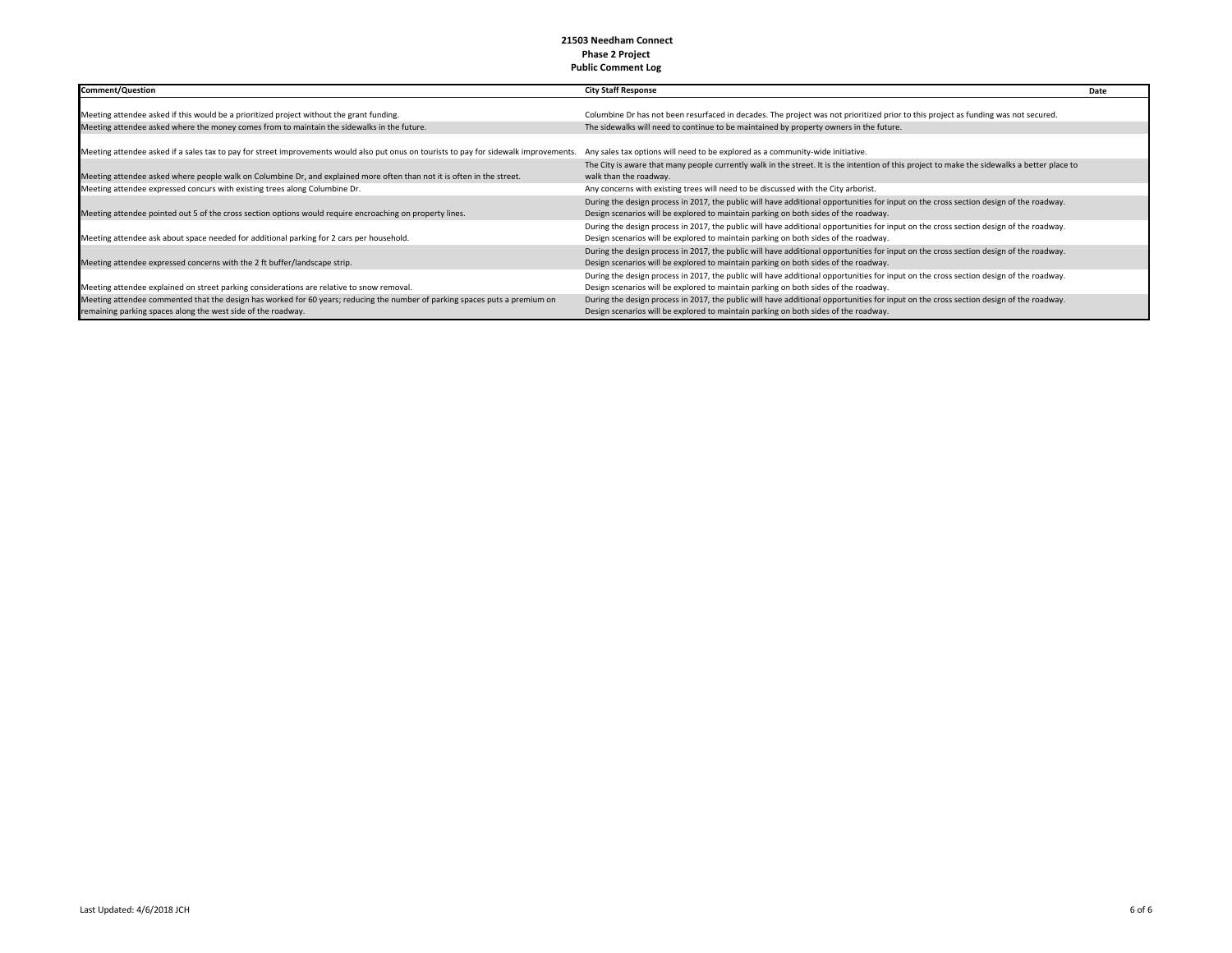**21503 Needham Connect**
**Phase 2 Project**
**Public Comment Log**

| Comment/Question | City Staff Response | Date |
|---|---|---|
| Meeting attendee asked if this would be a prioritized project without the grant funding. | Columbine Dr has not been resurfaced in decades. The project was not prioritized prior to this project as funding was not secured. | |
| Meeting attendee asked where the money comes from to maintain the sidewalks in the future. | The sidewalks will need to continue to be maintained by property owners in the future. | |
| Meeting attendee asked if a sales tax to pay for street improvements would also put onus on tourists to pay for sidewalk improvements. | Any sales tax options will need to be explored as a community-wide initiative. | |
| Meeting attendee asked where people walk on Columbine Dr, and explained more often than not it is often in the street. | The City is aware that many people currently walk in the street. It is the intention of this project to make the sidewalks a better place to walk than the roadway. | |
| Meeting attendee expressed concurs with existing trees along Columbine Dr. | Any concerns with existing trees will need to be discussed with the City arborist. | |
| Meeting attendee pointed out 5 of the cross section options would require encroaching on property lines. | During the design process in 2017, the public will have additional opportunities for input on the cross section design of the roadway. Design scenarios will be explored to maintain parking on both sides of the roadway. | |
| Meeting attendee ask about space needed for additional parking for 2 cars per household. | During the design process in 2017, the public will have additional opportunities for input on the cross section design of the roadway. Design scenarios will be explored to maintain parking on both sides of the roadway. | |
| Meeting attendee expressed concerns with the 2 ft buffer/landscape strip. | During the design process in 2017, the public will have additional opportunities for input on the cross section design of the roadway. Design scenarios will be explored to maintain parking on both sides of the roadway. | |
| Meeting attendee explained on street parking considerations are relative to snow removal. | During the design process in 2017, the public will have additional opportunities for input on the cross section design of the roadway. Design scenarios will be explored to maintain parking on both sides of the roadway. | |
| Meeting attendee commented that the design has worked for 60 years; reducing the number of parking spaces puts a premium on remaining parking spaces along the west side of the roadway. | During the design process in 2017, the public will have additional opportunities for input on the cross section design of the roadway. Design scenarios will be explored to maintain parking on both sides of the roadway. | |

Last Updated: 4/6/2018 JCH